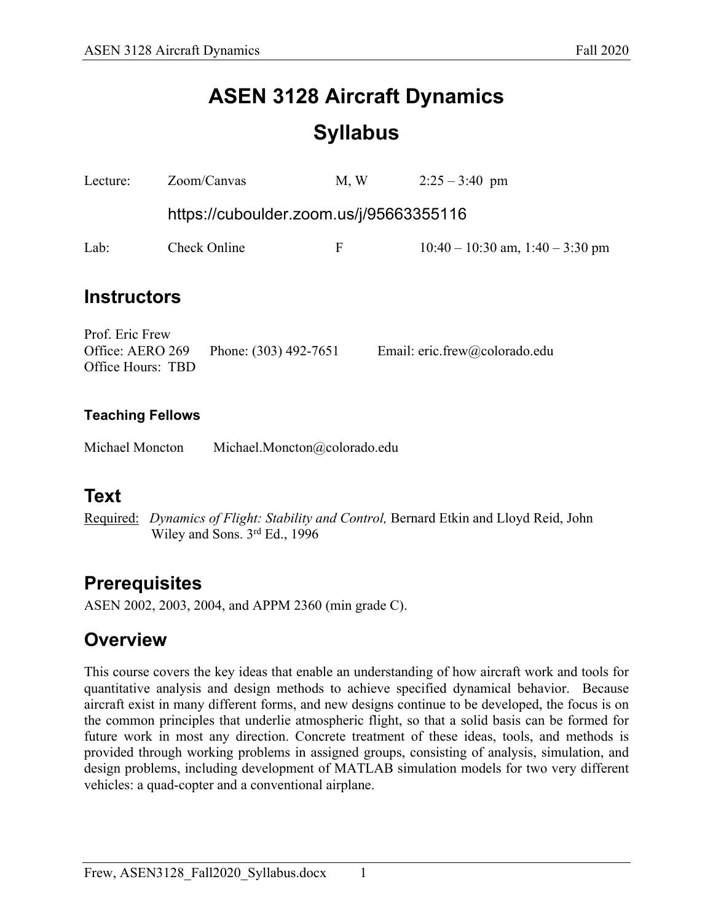# ASEN 3128 Aircraft Dynamics

# Syllabus

| | | | |
|---|---|---|---|
| Lecture: | Zoom/Canvas | M, W | 2:25 – 3:40 pm |
| | https://cuboulder.zoom.us/j/95663355116 | | |
| Lab: | Check Online | F | 10:40 – 10:30 am, 1:40 – 3:30 pm |

## Instructors

Prof. Eric Frew
Office: AERO 269 Phone: (303) 492-7651 Email: eric.frew@colorado.edu
Office Hours: TBD

### Teaching Fellows

Michael Moncton Michael.Moncton@colorado.edu

## Text

Required: *Dynamics of Flight: Stability and Control,* Bernard Etkin and Lloyd Reid, John Wiley and Sons. 3rd Ed., 1996

## Prerequisites

ASEN 2002, 2003, 2004, and APPM 2360 (min grade C).

## Overview

This course covers the key ideas that enable an understanding of how aircraft work and tools for quantitative analysis and design methods to achieve specified dynamical behavior. Because aircraft exist in many different forms, and new designs continue to be developed, the focus is on the common principles that underlie atmospheric flight, so that a solid basis can be formed for future work in most any direction. Concrete treatment of these ideas, tools, and methods is provided through working problems in assigned groups, consisting of analysis, simulation, and design problems, including development of MATLAB simulation models for two very different vehicles: a quad-copter and a conventional airplane.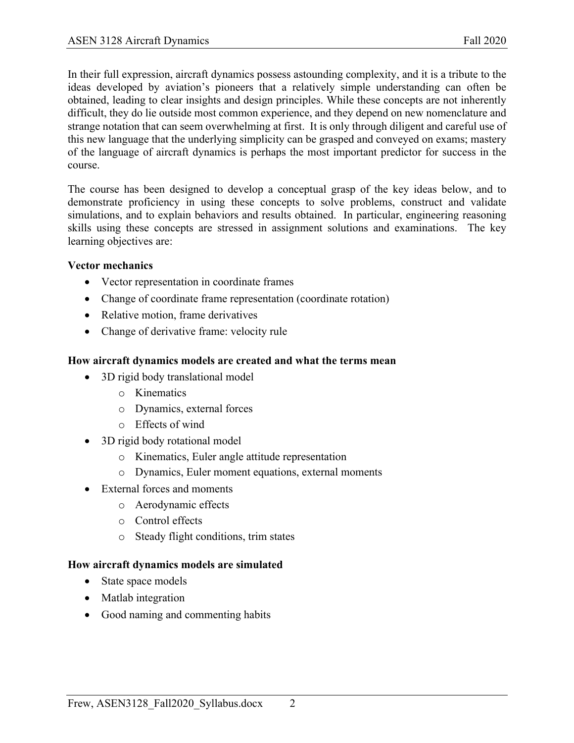In their full expression, aircraft dynamics possess astounding complexity, and it is a tribute to the ideas developed by aviation's pioneers that a relatively simple understanding can often be obtained, leading to clear insights and design principles. While these concepts are not inherently difficult, they do lie outside most common experience, and they depend on new nomenclature and strange notation that can seem overwhelming at first. It is only through diligent and careful use of this new language that the underlying simplicity can be grasped and conveyed on exams; mastery of the language of aircraft dynamics is perhaps the most important predictor for success in the course.

The course has been designed to develop a conceptual grasp of the key ideas below, and to demonstrate proficiency in using these concepts to solve problems, construct and validate simulations, and to explain behaviors and results obtained. In particular, engineering reasoning skills using these concepts are stressed in assignment solutions and examinations. The key learning objectives are:

**Vector mechanics**

- Vector representation in coordinate frames
- Change of coordinate frame representation (coordinate rotation)
- Relative motion, frame derivatives
- Change of derivative frame: velocity rule

**How aircraft dynamics models are created and what the terms mean**

- 3D rigid body translational model
  - Kinematics
  - Dynamics, external forces
  - Effects of wind
- 3D rigid body rotational model
  - Kinematics, Euler angle attitude representation
  - Dynamics, Euler moment equations, external moments
- External forces and moments
  - Aerodynamic effects
  - Control effects
  - Steady flight conditions, trim states

**How aircraft dynamics models are simulated**

- State space models
- Matlab integration
- Good naming and commenting habits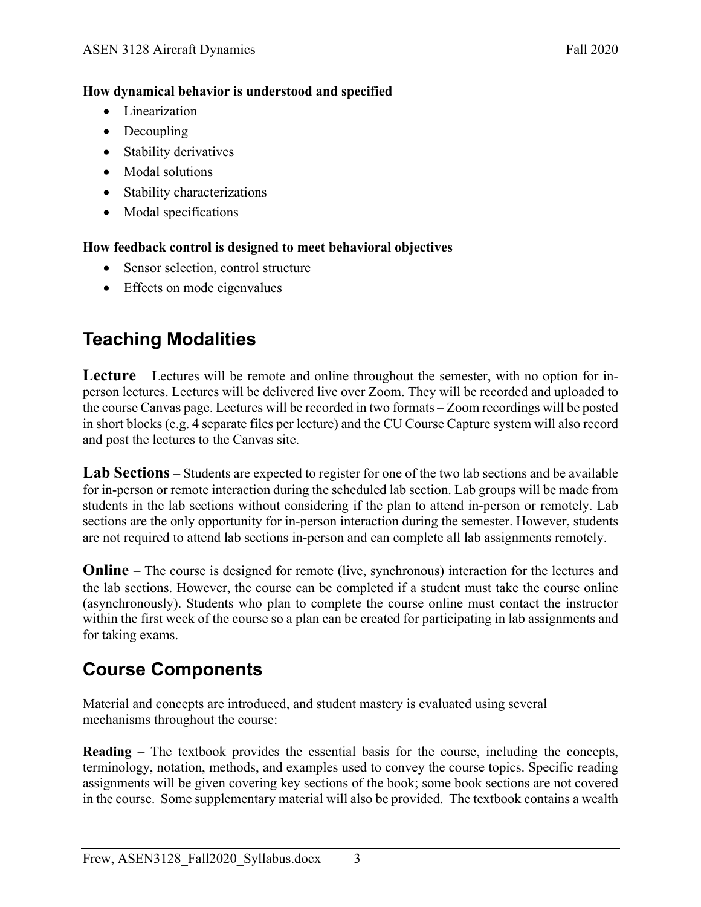**How dynamical behavior is understood and specified**

- Linearization
- Decoupling
- Stability derivatives
- Modal solutions
- Stability characterizations
- Modal specifications

**How feedback control is designed to meet behavioral objectives**

- Sensor selection, control structure
- Effects on mode eigenvalues

## Teaching Modalities

**Lecture** – Lectures will be remote and online throughout the semester, with no option for in-person lectures. Lectures will be delivered live over Zoom. They will be recorded and uploaded to the course Canvas page. Lectures will be recorded in two formats – Zoom recordings will be posted in short blocks (e.g. 4 separate files per lecture) and the CU Course Capture system will also record and post the lectures to the Canvas site.

**Lab Sections** – Students are expected to register for one of the two lab sections and be available for in-person or remote interaction during the scheduled lab section. Lab groups will be made from students in the lab sections without considering if the plan to attend in-person or remotely. Lab sections are the only opportunity for in-person interaction during the semester. However, students are not required to attend lab sections in-person and can complete all lab assignments remotely.

**Online** – The course is designed for remote (live, synchronous) interaction for the lectures and the lab sections. However, the course can be completed if a student must take the course online (asynchronously). Students who plan to complete the course online must contact the instructor within the first week of the course so a plan can be created for participating in lab assignments and for taking exams.

## Course Components

Material and concepts are introduced, and student mastery is evaluated using several mechanisms throughout the course:

**Reading** – The textbook provides the essential basis for the course, including the concepts, terminology, notation, methods, and examples used to convey the course topics. Specific reading assignments will be given covering key sections of the book; some book sections are not covered in the course. Some supplementary material will also be provided. The textbook contains a wealth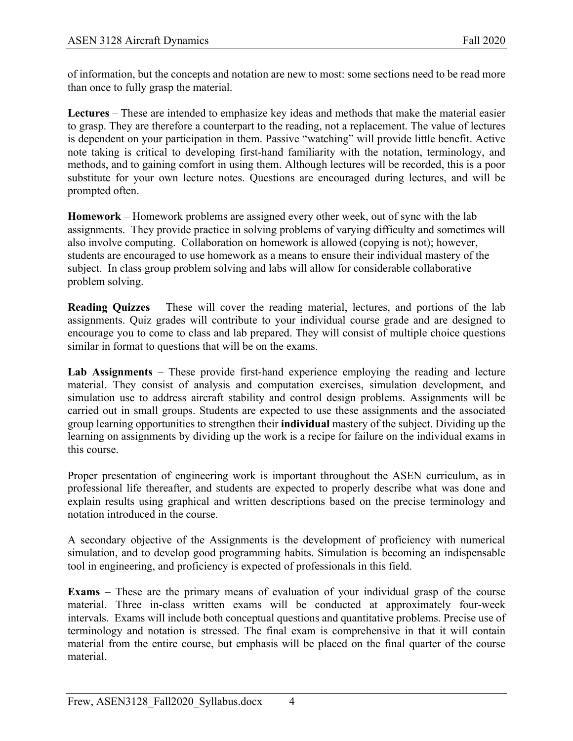of information, but the concepts and notation are new to most: some sections need to be read more than once to fully grasp the material.

**Lectures** – These are intended to emphasize key ideas and methods that make the material easier to grasp. They are therefore a counterpart to the reading, not a replacement. The value of lectures is dependent on your participation in them. Passive "watching" will provide little benefit. Active note taking is critical to developing first-hand familiarity with the notation, terminology, and methods, and to gaining comfort in using them. Although lectures will be recorded, this is a poor substitute for your own lecture notes. Questions are encouraged during lectures, and will be prompted often.

**Homework** – Homework problems are assigned every other week, out of sync with the lab assignments. They provide practice in solving problems of varying difficulty and sometimes will also involve computing. Collaboration on homework is allowed (copying is not); however, students are encouraged to use homework as a means to ensure their individual mastery of the subject. In class group problem solving and labs will allow for considerable collaborative problem solving.

**Reading Quizzes** – These will cover the reading material, lectures, and portions of the lab assignments. Quiz grades will contribute to your individual course grade and are designed to encourage you to come to class and lab prepared. They will consist of multiple choice questions similar in format to questions that will be on the exams.

**Lab Assignments** – These provide first-hand experience employing the reading and lecture material. They consist of analysis and computation exercises, simulation development, and simulation use to address aircraft stability and control design problems. Assignments will be carried out in small groups. Students are expected to use these assignments and the associated group learning opportunities to strengthen their **individual** mastery of the subject. Dividing up the learning on assignments by dividing up the work is a recipe for failure on the individual exams in this course.

Proper presentation of engineering work is important throughout the ASEN curriculum, as in professional life thereafter, and students are expected to properly describe what was done and explain results using graphical and written descriptions based on the precise terminology and notation introduced in the course.

A secondary objective of the Assignments is the development of proficiency with numerical simulation, and to develop good programming habits. Simulation is becoming an indispensable tool in engineering, and proficiency is expected of professionals in this field.

**Exams** – These are the primary means of evaluation of your individual grasp of the course material. Three in-class written exams will be conducted at approximately four-week intervals. Exams will include both conceptual questions and quantitative problems. Precise use of terminology and notation is stressed. The final exam is comprehensive in that it will contain material from the entire course, but emphasis will be placed on the final quarter of the course material.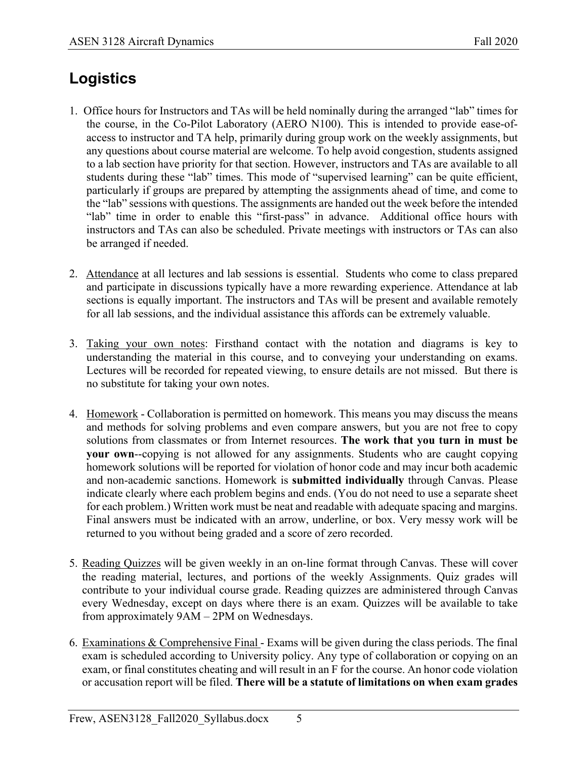## Logistics

1. Office hours for Instructors and TAs will be held nominally during the arranged "lab" times for the course, in the Co-Pilot Laboratory (AERO N100). This is intended to provide ease-of-access to instructor and TA help, primarily during group work on the weekly assignments, but any questions about course material are welcome. To help avoid congestion, students assigned to a lab section have priority for that section. However, instructors and TAs are available to all students during these "lab" times. This mode of "supervised learning" can be quite efficient, particularly if groups are prepared by attempting the assignments ahead of time, and come to the "lab" sessions with questions. The assignments are handed out the week before the intended "lab" time in order to enable this "first-pass" in advance. Additional office hours with instructors and TAs can also be scheduled. Private meetings with instructors or TAs can also be arranged if needed.

2. Attendance at all lectures and lab sessions is essential. Students who come to class prepared and participate in discussions typically have a more rewarding experience. Attendance at lab sections is equally important. The instructors and TAs will be present and available remotely for all lab sessions, and the individual assistance this affords can be extremely valuable.

3. Taking your own notes: Firsthand contact with the notation and diagrams is key to understanding the material in this course, and to conveying your understanding on exams. Lectures will be recorded for repeated viewing, to ensure details are not missed. But there is no substitute for taking your own notes.

4. Homework - Collaboration is permitted on homework. This means you may discuss the means and methods for solving problems and even compare answers, but you are not free to copy solutions from classmates or from Internet resources. **The work that you turn in must be your own**--copying is not allowed for any assignments. Students who are caught copying homework solutions will be reported for violation of honor code and may incur both academic and non-academic sanctions. Homework is **submitted individually** through Canvas. Please indicate clearly where each problem begins and ends. (You do not need to use a separate sheet for each problem.) Written work must be neat and readable with adequate spacing and margins. Final answers must be indicated with an arrow, underline, or box. Very messy work will be returned to you without being graded and a score of zero recorded.

5. Reading Quizzes will be given weekly in an on-line format through Canvas. These will cover the reading material, lectures, and portions of the weekly Assignments. Quiz grades will contribute to your individual course grade. Reading quizzes are administered through Canvas every Wednesday, except on days where there is an exam. Quizzes will be available to take from approximately 9AM – 2PM on Wednesdays.

6. Examinations & Comprehensive Final - Exams will be given during the class periods. The final exam is scheduled according to University policy. Any type of collaboration or copying on an exam, or final constitutes cheating and will result in an F for the course. An honor code violation or accusation report will be filed. **There will be a statute of limitations on when exam grades**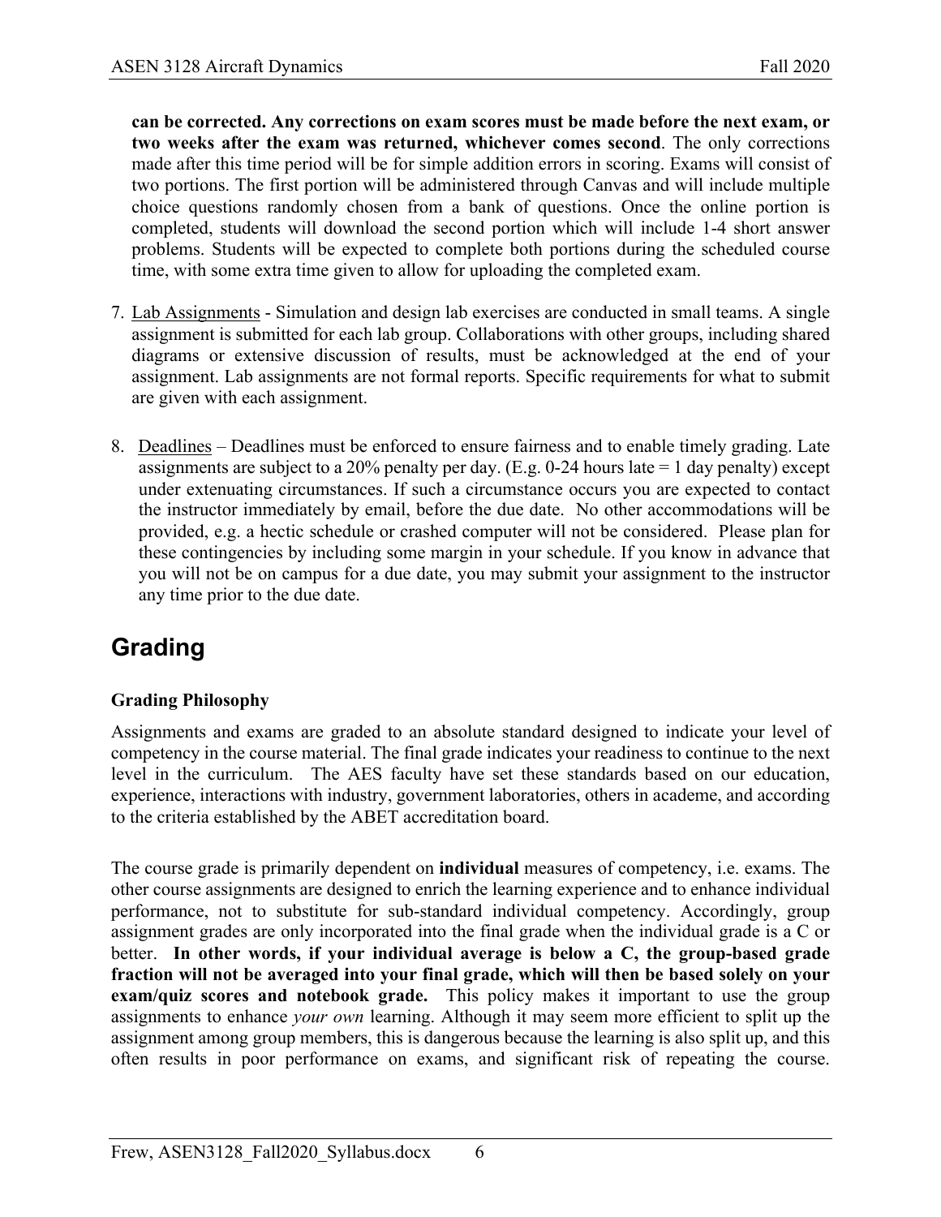**can be corrected. Any corrections on exam scores must be made before the next exam, or two weeks after the exam was returned, whichever comes second**. The only corrections made after this time period will be for simple addition errors in scoring. Exams will consist of two portions. The first portion will be administered through Canvas and will include multiple choice questions randomly chosen from a bank of questions. Once the online portion is completed, students will download the second portion which will include 1-4 short answer problems. Students will be expected to complete both portions during the scheduled course time, with some extra time given to allow for uploading the completed exam.

7. Lab Assignments - Simulation and design lab exercises are conducted in small teams. A single assignment is submitted for each lab group. Collaborations with other groups, including shared diagrams or extensive discussion of results, must be acknowledged at the end of your assignment. Lab assignments are not formal reports. Specific requirements for what to submit are given with each assignment.

8. Deadlines – Deadlines must be enforced to ensure fairness and to enable timely grading. Late assignments are subject to a 20% penalty per day. (E.g. 0-24 hours late = 1 day penalty) except under extenuating circumstances. If such a circumstance occurs you are expected to contact the instructor immediately by email, before the due date. No other accommodations will be provided, e.g. a hectic schedule or crashed computer will not be considered. Please plan for these contingencies by including some margin in your schedule. If you know in advance that you will not be on campus for a due date, you may submit your assignment to the instructor any time prior to the due date.

# Grading

### Grading Philosophy

Assignments and exams are graded to an absolute standard designed to indicate your level of competency in the course material. The final grade indicates your readiness to continue to the next level in the curriculum. The AES faculty have set these standards based on our education, experience, interactions with industry, government laboratories, others in academe, and according to the criteria established by the ABET accreditation board.

The course grade is primarily dependent on **individual** measures of competency, i.e. exams. The other course assignments are designed to enrich the learning experience and to enhance individual performance, not to substitute for sub-standard individual competency. Accordingly, group assignment grades are only incorporated into the final grade when the individual grade is a C or better. **In other words, if your individual average is below a C, the group-based grade fraction will not be averaged into your final grade, which will then be based solely on your exam/quiz scores and notebook grade.** This policy makes it important to use the group assignments to enhance *your own* learning. Although it may seem more efficient to split up the assignment among group members, this is dangerous because the learning is also split up, and this often results in poor performance on exams, and significant risk of repeating the course.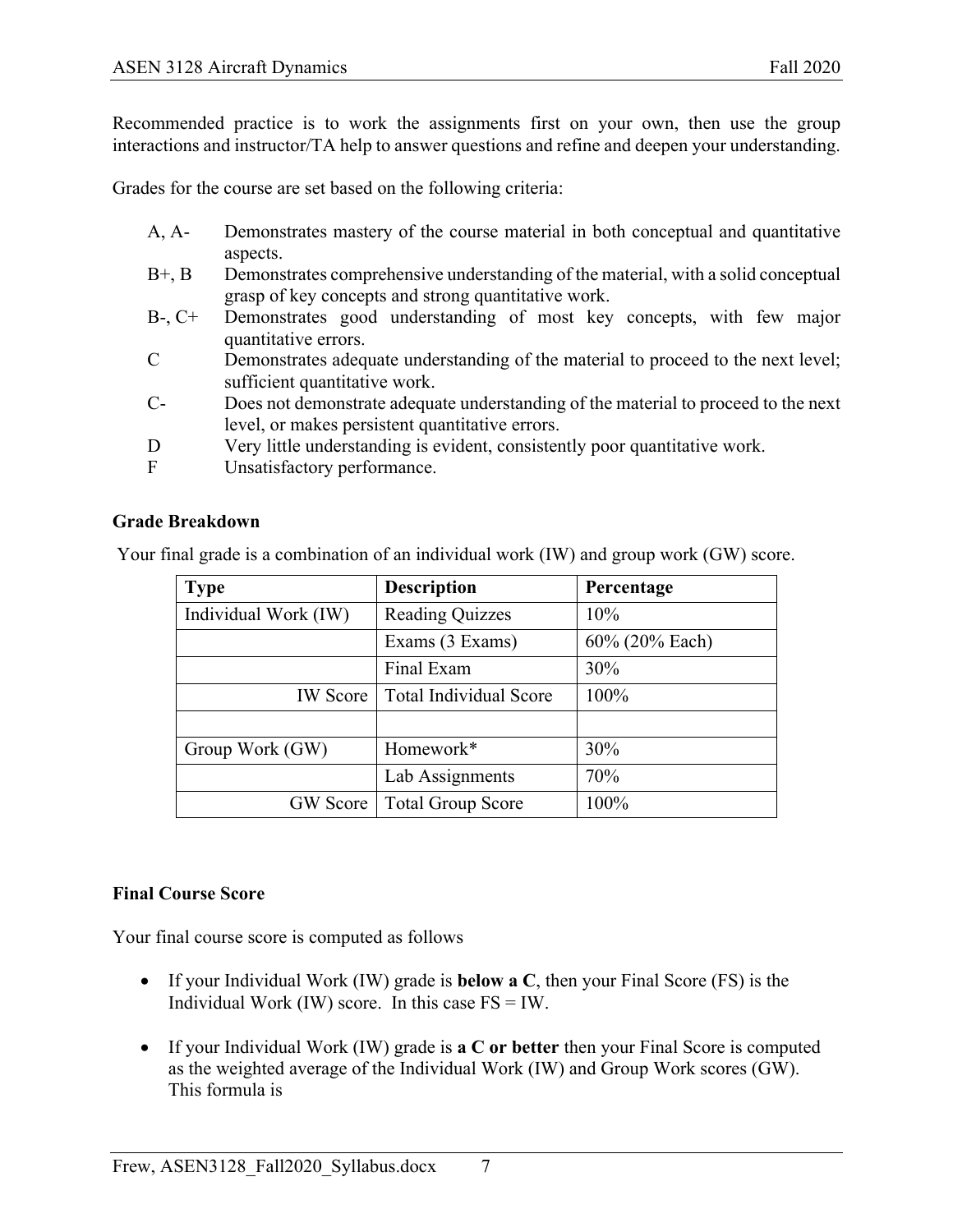Recommended practice is to work the assignments first on your own, then use the group interactions and instructor/TA help to answer questions and refine and deepen your understanding.

Grades for the course are set based on the following criteria:

- A, A- Demonstrates mastery of the course material in both conceptual and quantitative aspects.
- B+, B Demonstrates comprehensive understanding of the material, with a solid conceptual grasp of key concepts and strong quantitative work.
- B-, C+ Demonstrates good understanding of most key concepts, with few major quantitative errors.
- C Demonstrates adequate understanding of the material to proceed to the next level; sufficient quantitative work.
- C- Does not demonstrate adequate understanding of the material to proceed to the next level, or makes persistent quantitative errors.
- D Very little understanding is evident, consistently poor quantitative work.
- F Unsatisfactory performance.

**Grade Breakdown**

Your final grade is a combination of an individual work (IW) and group work (GW) score.

| Type | Description | Percentage |
|---|---|---|
| Individual Work (IW) | Reading Quizzes | 10% |
| | Exams (3 Exams) | 60% (20% Each) |
| | Final Exam | 30% |
| IW Score | Total Individual Score | 100% |
| | | |
| Group Work (GW) | Homework* | 30% |
| | Lab Assignments | 70% |
| GW Score | Total Group Score | 100% |

**Final Course Score**

Your final course score is computed as follows

- If your Individual Work (IW) grade is **below a C**, then your Final Score (FS) is the Individual Work (IW) score. In this case FS = IW.

- If your Individual Work (IW) grade is **a C or better** then your Final Score is computed as the weighted average of the Individual Work (IW) and Group Work scores (GW). This formula is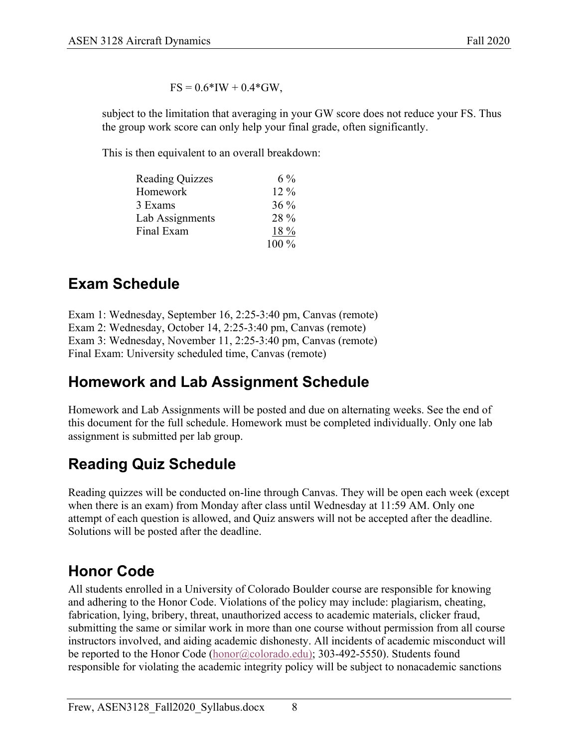$$FS = 0.6*IW + 0.4*GW,$$

subject to the limitation that averaging in your GW score does not reduce your FS. Thus the group work score can only help your final grade, often significantly.

This is then equivalent to an overall breakdown:

| | |
|---|---|
| Reading Quizzes | 6 % |
| Homework | 12 % |
| 3 Exams | 36 % |
| Lab Assignments | 28 % |
| Final Exam | 18 % |
| | 100 % |

## Exam Schedule

Exam 1: Wednesday, September 16, 2:25-3:40 pm, Canvas (remote)
Exam 2: Wednesday, October 14, 2:25-3:40 pm, Canvas (remote)
Exam 3: Wednesday, November 11, 2:25-3:40 pm, Canvas (remote)
Final Exam: University scheduled time, Canvas (remote)

## Homework and Lab Assignment Schedule

Homework and Lab Assignments will be posted and due on alternating weeks. See the end of this document for the full schedule. Homework must be completed individually. Only one lab assignment is submitted per lab group.

## Reading Quiz Schedule

Reading quizzes will be conducted on-line through Canvas. They will be open each week (except when there is an exam) from Monday after class until Wednesday at 11:59 AM. Only one attempt of each question is allowed, and Quiz answers will not be accepted after the deadline. Solutions will be posted after the deadline.

## Honor Code

All students enrolled in a University of Colorado Boulder course are responsible for knowing and adhering to the Honor Code. Violations of the policy may include: plagiarism, cheating, fabrication, lying, bribery, threat, unauthorized access to academic materials, clicker fraud, submitting the same or similar work in more than one course without permission from all course instructors involved, and aiding academic dishonesty. All incidents of academic misconduct will be reported to the Honor Code (honor@colorado.edu); 303-492-5550). Students found responsible for violating the academic integrity policy will be subject to nonacademic sanctions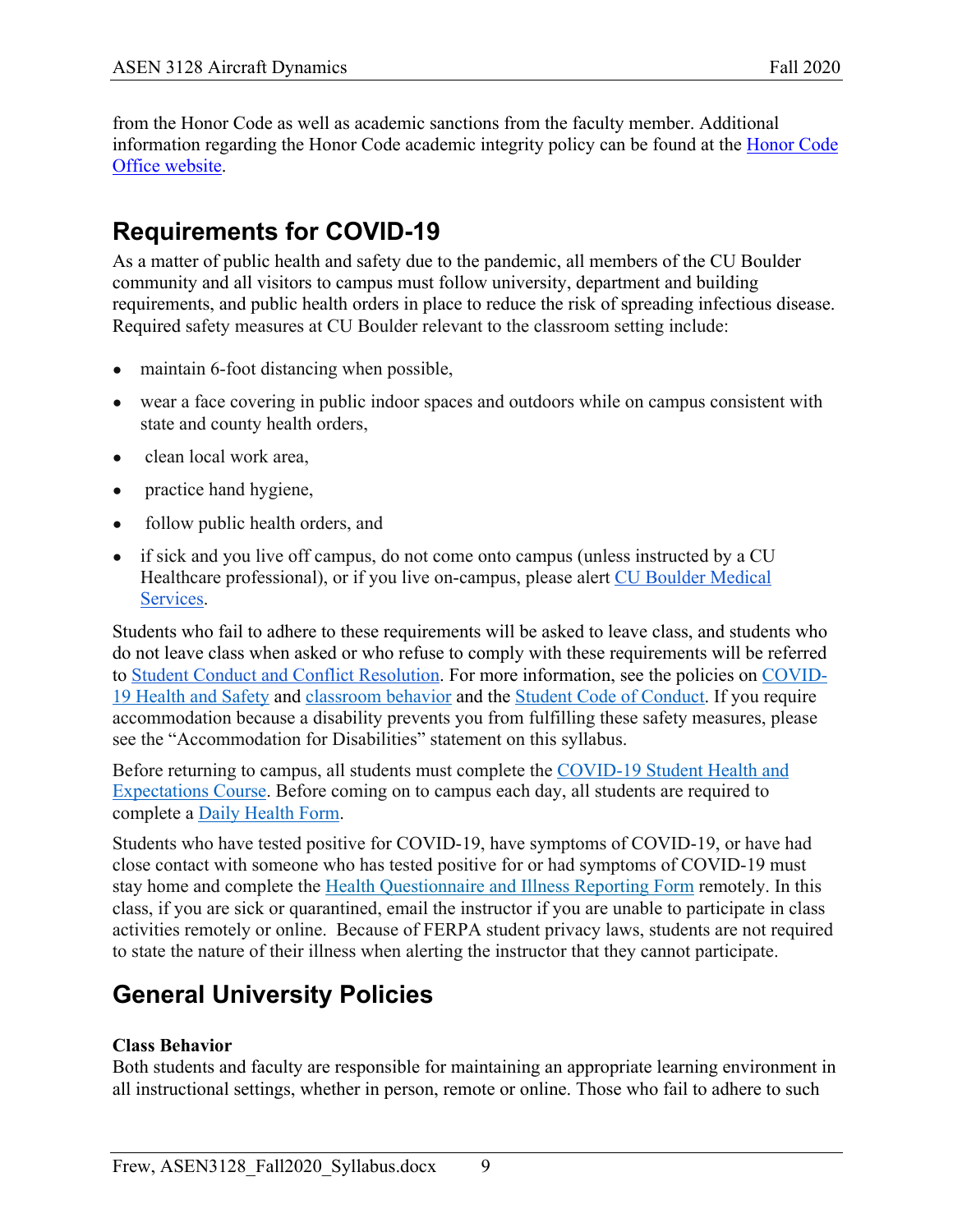from the Honor Code as well as academic sanctions from the faculty member. Additional information regarding the Honor Code academic integrity policy can be found at the Honor Code Office website.

## Requirements for COVID-19

As a matter of public health and safety due to the pandemic, all members of the CU Boulder community and all visitors to campus must follow university, department and building requirements, and public health orders in place to reduce the risk of spreading infectious disease. Required safety measures at CU Boulder relevant to the classroom setting include:

- maintain 6-foot distancing when possible,
- wear a face covering in public indoor spaces and outdoors while on campus consistent with state and county health orders,
- clean local work area,
- practice hand hygiene,
- follow public health orders, and
- if sick and you live off campus, do not come onto campus (unless instructed by a CU Healthcare professional), or if you live on-campus, please alert CU Boulder Medical Services.

Students who fail to adhere to these requirements will be asked to leave class, and students who do not leave class when asked or who refuse to comply with these requirements will be referred to Student Conduct and Conflict Resolution. For more information, see the policies on COVID-19 Health and Safety and classroom behavior and the Student Code of Conduct. If you require accommodation because a disability prevents you from fulfilling these safety measures, please see the "Accommodation for Disabilities" statement on this syllabus.

Before returning to campus, all students must complete the COVID-19 Student Health and Expectations Course. Before coming on to campus each day, all students are required to complete a Daily Health Form.

Students who have tested positive for COVID-19, have symptoms of COVID-19, or have had close contact with someone who has tested positive for or had symptoms of COVID-19 must stay home and complete the Health Questionnaire and Illness Reporting Form remotely. In this class, if you are sick or quarantined, email the instructor if you are unable to participate in class activities remotely or online. Because of FERPA student privacy laws, students are not required to state the nature of their illness when alerting the instructor that they cannot participate.

## General University Policies

### Class Behavior

Both students and faculty are responsible for maintaining an appropriate learning environment in all instructional settings, whether in person, remote or online. Those who fail to adhere to such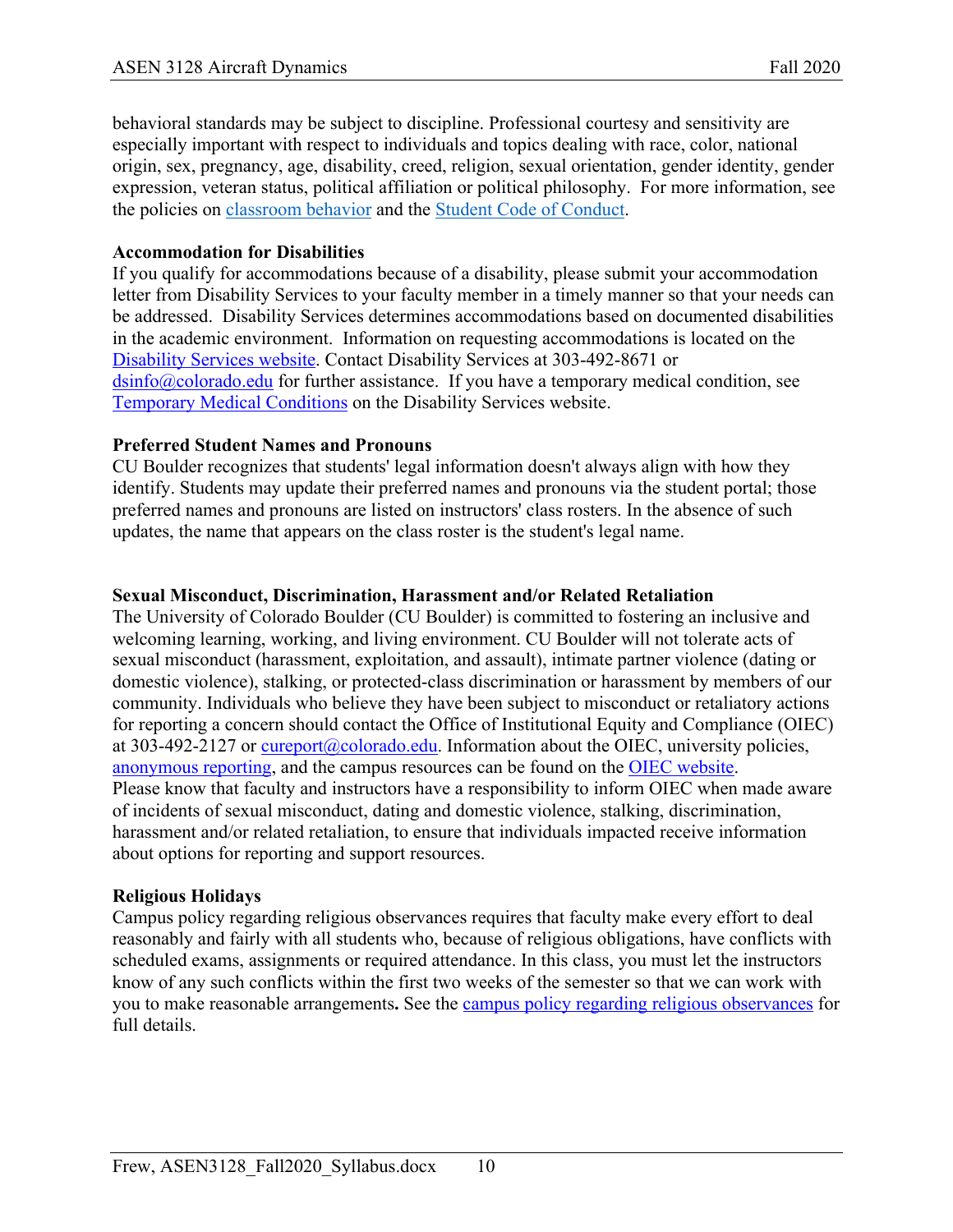behavioral standards may be subject to discipline. Professional courtesy and sensitivity are especially important with respect to individuals and topics dealing with race, color, national origin, sex, pregnancy, age, disability, creed, religion, sexual orientation, gender identity, gender expression, veteran status, political affiliation or political philosophy. For more information, see the policies on classroom behavior and the Student Code of Conduct.

**Accommodation for Disabilities**

If you qualify for accommodations because of a disability, please submit your accommodation letter from Disability Services to your faculty member in a timely manner so that your needs can be addressed. Disability Services determines accommodations based on documented disabilities in the academic environment. Information on requesting accommodations is located on the Disability Services website. Contact Disability Services at 303-492-8671 or dsinfo@colorado.edu for further assistance. If you have a temporary medical condition, see Temporary Medical Conditions on the Disability Services website.

**Preferred Student Names and Pronouns**

CU Boulder recognizes that students' legal information doesn't always align with how they identify. Students may update their preferred names and pronouns via the student portal; those preferred names and pronouns are listed on instructors' class rosters. In the absence of such updates, the name that appears on the class roster is the student's legal name.

**Sexual Misconduct, Discrimination, Harassment and/or Related Retaliation**

The University of Colorado Boulder (CU Boulder) is committed to fostering an inclusive and welcoming learning, working, and living environment. CU Boulder will not tolerate acts of sexual misconduct (harassment, exploitation, and assault), intimate partner violence (dating or domestic violence), stalking, or protected-class discrimination or harassment by members of our community. Individuals who believe they have been subject to misconduct or retaliatory actions for reporting a concern should contact the Office of Institutional Equity and Compliance (OIEC) at 303-492-2127 or cureport@colorado.edu. Information about the OIEC, university policies, anonymous reporting, and the campus resources can be found on the OIEC website. Please know that faculty and instructors have a responsibility to inform OIEC when made aware of incidents of sexual misconduct, dating and domestic violence, stalking, discrimination, harassment and/or related retaliation, to ensure that individuals impacted receive information about options for reporting and support resources.

**Religious Holidays**

Campus policy regarding religious observances requires that faculty make every effort to deal reasonably and fairly with all students who, because of religious obligations, have conflicts with scheduled exams, assignments or required attendance. In this class, you must let the instructors know of any such conflicts within the first two weeks of the semester so that we can work with you to make reasonable arrangements**.** See the campus policy regarding religious observances for full details.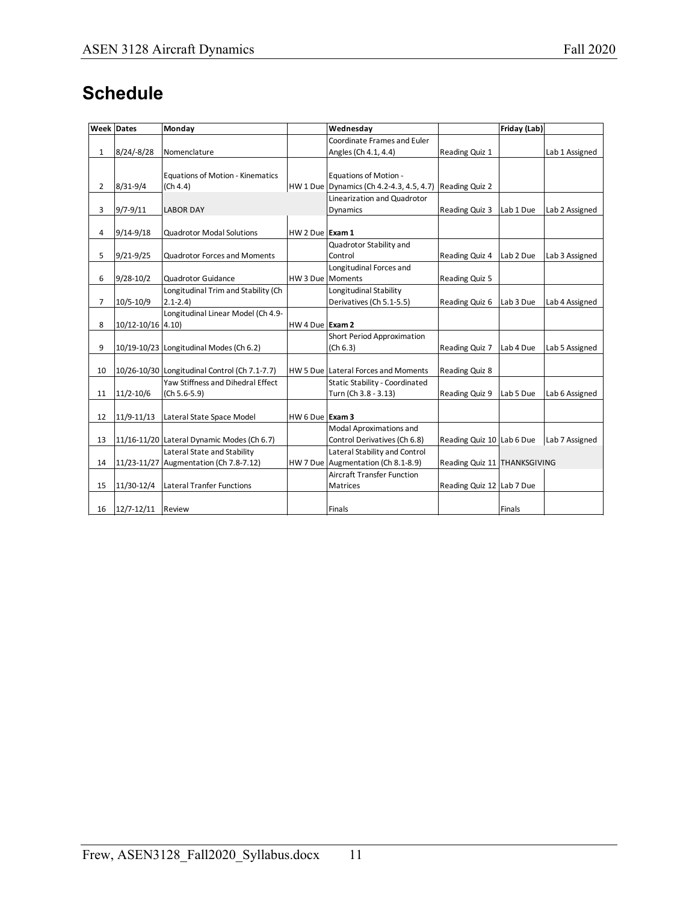## Schedule

| Week | Dates | Monday | | Wednesday | | Friday (Lab) | |
|---|---|---|---|---|---|---|---|
| 1 | 8/24/-8/28 | Nomenclature | | Coordinate Frames and Euler Angles (Ch 4.1, 4.4) | Reading Quiz 1 | | Lab 1 Assigned |
| 2 | 8/31-9/4 | Equations of Motion - Kinematics (Ch 4.4) | HW 1 Due | Equations of Motion - Dynamics (Ch 4.2-4.3, 4.5, 4.7) | Reading Quiz 2 | | |
| 3 | 9/7-9/11 | LABOR DAY | | Linearization and Quadrotor Dynamics | Reading Quiz 3 | Lab 1 Due | Lab 2 Assigned |
| 4 | 9/14-9/18 | Quadrotor Modal Solutions | HW 2 Due | **Exam 1** | | | |
| 5 | 9/21-9/25 | Quadrotor Forces and Moments | | Quadrotor Stability and Control | Reading Quiz 4 | Lab 2 Due | Lab 3 Assigned |
| 6 | 9/28-10/2 | Quadrotor Guidance | HW 3 Due | Longitudinal Forces and Moments | Reading Quiz 5 | | |
| 7 | 10/5-10/9 | Longitudinal Trim and Stability (Ch 2.1-2.4) | | Longitudinal Stability Derivatives (Ch 5.1-5.5) | Reading Quiz 6 | Lab 3 Due | Lab 4 Assigned |
| 8 | 10/12-10/16 | Longitudinal Linear Model (Ch 4.9-4.10) | HW 4 Due | **Exam 2** | | | |
| 9 | 10/19-10/23 | Longitudinal Modes (Ch 6.2) | | Short Period Approximation (Ch 6.3) | Reading Quiz 7 | Lab 4 Due | Lab 5 Assigned |
| 10 | 10/26-10/30 | Longitudinal Control (Ch 7.1-7.7) | HW 5 Due | Lateral Forces and Moments | Reading Quiz 8 | | |
| 11 | 11/2-10/6 | Yaw Stiffness and Dihedral Effect (Ch 5.6-5.9) | | Static Stability - Coordinated Turn (Ch 3.8 - 3.13) | Reading Quiz 9 | Lab 5 Due | Lab 6 Assigned |
| 12 | 11/9-11/13 | Lateral State Space Model | HW 6 Due | **Exam 3** | | | |
| 13 | 11/16-11/20 | Lateral Dynamic Modes (Ch 6.7) | | Modal Aproximations and Control Derivatives (Ch 6.8) | Reading Quiz 10 | Lab 6 Due | Lab 7 Assigned |
| 14 | 11/23-11/27 | Lateral State and Stability Augmentation (Ch 7.8-7.12) | HW 7 Due | Lateral Stability and Control Augmentation (Ch 8.1-8.9) | Reading Quiz 11 | THANKSGIVING | |
| 15 | 11/30-12/4 | Lateral Tranfer Functions | | Aircraft Transfer Function Matrices | Reading Quiz 12 | Lab 7 Due | |
| 16 | 12/7-12/11 | Review | | Finals | | Finals | |